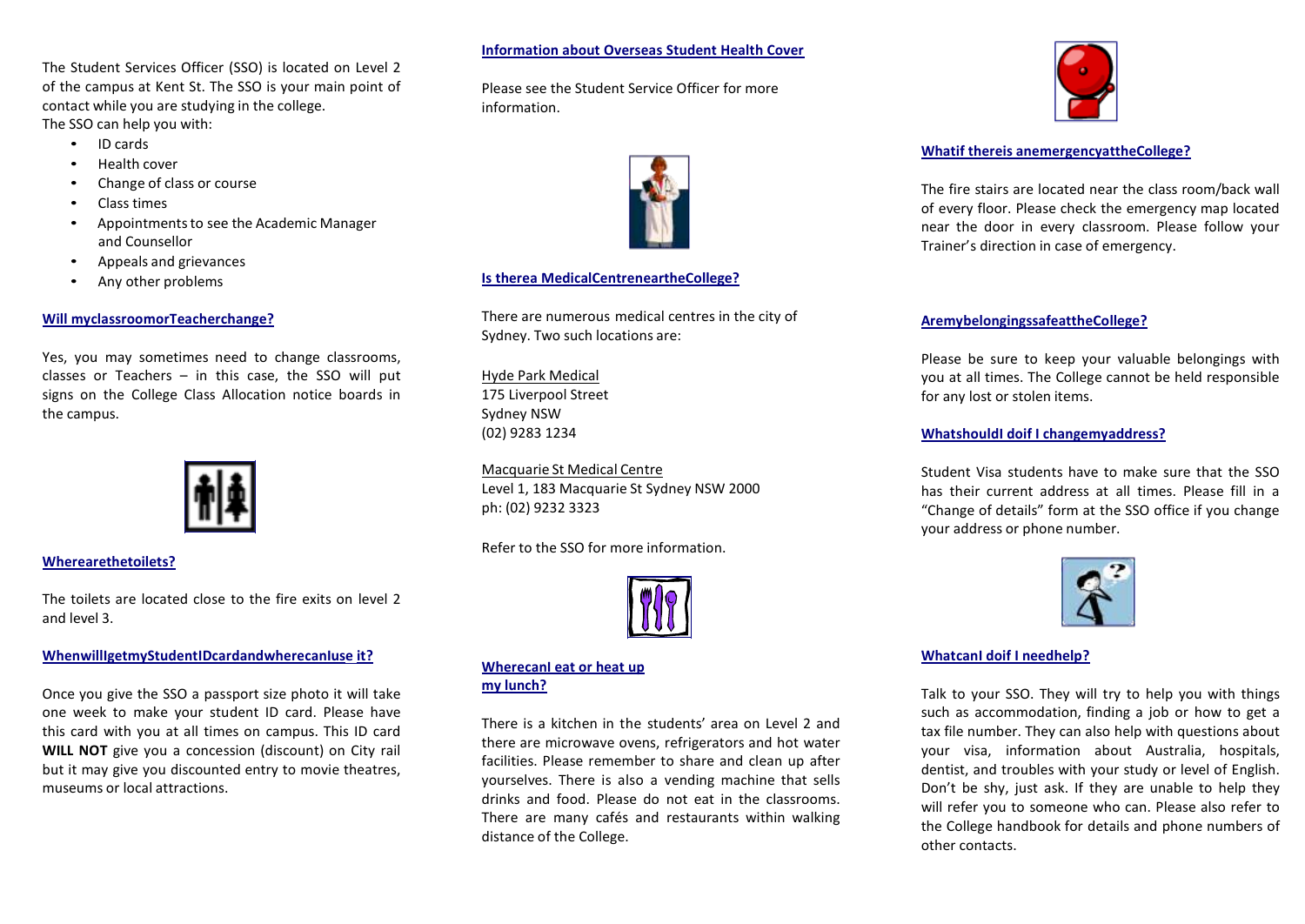The Student Services Officer (SSO) is located on Level 2 of the campus at Kent St. The SSO is your main point of contact while you are studying in the college.
The SSO can help you with:

- ID cards
- Health cover
- Change of class or course
- Class times
- Appointments to see the Academic Manager and Counsellor
- Appeals and grievances
- Any other problems

## Will my classroom or Teacher change?

Yes, you may sometimes need to change classrooms, classes or Teachers – in this case, the SSO will put signs on the College Class Allocation notice boards in the campus.

## Where are the toilets?

The toilets are located close to the fire exits on level 2 and level 3.

## When will I get my Student ID card and where can I use it?

Once you give the SSO a passport size photo it will take one week to make your student ID card. Please have this card with you at all times on campus. This ID card **WILL NOT** give you a concession (discount) on City rail but it may give you discounted entry to movie theatres, museums or local attractions.

## Information about Overseas Student Health Cover

Please see the Student Service Officer for more information.

## Is there a Medical Centre near the College?

There are numerous medical centres in the city of Sydney. Two such locations are:

Hyde Park Medical
175 Liverpool Street
Sydney NSW
(02) 9283 1234

Macquarie St Medical Centre
Level 1, 183 Macquarie St Sydney NSW 2000
ph: (02) 9232 3323

Refer to the SSO for more information.

## Where can I eat or heat up my lunch?

There is a kitchen in the students' area on Level 2 and there are microwave ovens, refrigerators and hot water facilities. Please remember to share and clean up after yourselves. There is also a vending machine that sells drinks and food. Please do not eat in the classrooms. There are many cafés and restaurants within walking distance of the College.

## What if there is an emergency at the College?

The fire stairs are located near the class room/back wall of every floor. Please check the emergency map located near the door in every classroom. Please follow your Trainer's direction in case of emergency.

## Are my belongings safe at the College?

Please be sure to keep your valuable belongings with you at all times. The College cannot be held responsible for any lost or stolen items.

## What should I do if I change my address?

Student Visa students have to make sure that the SSO has their current address at all times. Please fill in a "Change of details" form at the SSO office if you change your address or phone number.

## What can I do if I need help?

Talk to your SSO. They will try to help you with things such as accommodation, finding a job or how to get a tax file number. They can also help with questions about your visa, information about Australia, hospitals, dentist, and troubles with your study or level of English. Don't be shy, just ask. If they are unable to help they will refer you to someone who can. Please also refer to the College handbook for details and phone numbers of other contacts.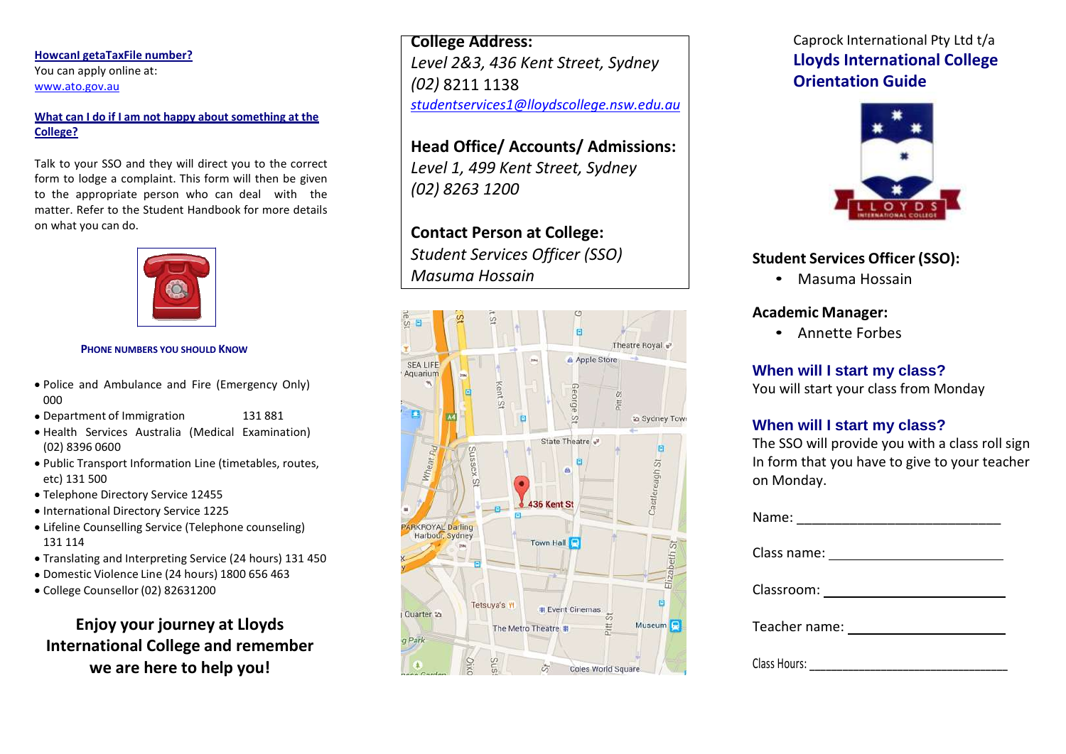**How can I get a Tax File number?**

You can apply online at:
www.ato.gov.au

**What can I do if I am not happy about something at the College?**

Talk to your SSO and they will direct you to the correct form to lodge a complaint. This form will then be given to the appropriate person who can deal with the matter. Refer to the Student Handbook for more details on what you can do.

**PHONE NUMBERS YOU SHOULD KNOW**

- Police and Ambulance and Fire (Emergency Only) 000
- Department of Immigration 131 881
- Health Services Australia (Medical Examination) (02) 8396 0600
- Public Transport Information Line (timetables, routes, etc) 131 500
- Telephone Directory Service 12455
- International Directory Service 1225
- Lifeline Counselling Service (Telephone counseling) 131 114
- Translating and Interpreting Service (24 hours) 131 450
- Domestic Violence Line (24 hours) 1800 656 463
- College Counsellor (02) 82631200

**Enjoy your journey at Lloyds International College and remember we are here to help you!**

**College Address:**
*Level 2&3, 436 Kent Street, Sydney*
*(02)* 8211 1138
*studentservices1@lloydscollege.nsw.edu.au*

**Head Office/ Accounts/ Admissions:**
*Level 1, 499 Kent Street, Sydney*
*(02) 8263 1200*

**Contact Person at College:**
*Student Services Officer (SSO)*
*Masuma Hossain*

Caprock International Pty Ltd t/a

## Lloyds International College Orientation Guide

**Student Services Officer (SSO):**

- Masuma Hossain

**Academic Manager:**

- Annette Forbes

### When will I start my class?

You will start your class from Monday

### When will I start my class?

The SSO will provide you with a class roll sign In form that you have to give to your teacher on Monday.

Name: ____________________________

Class name: ________________________

Classroom: _________________________

Teacher name: ______________________

Class Hours: ______________________________